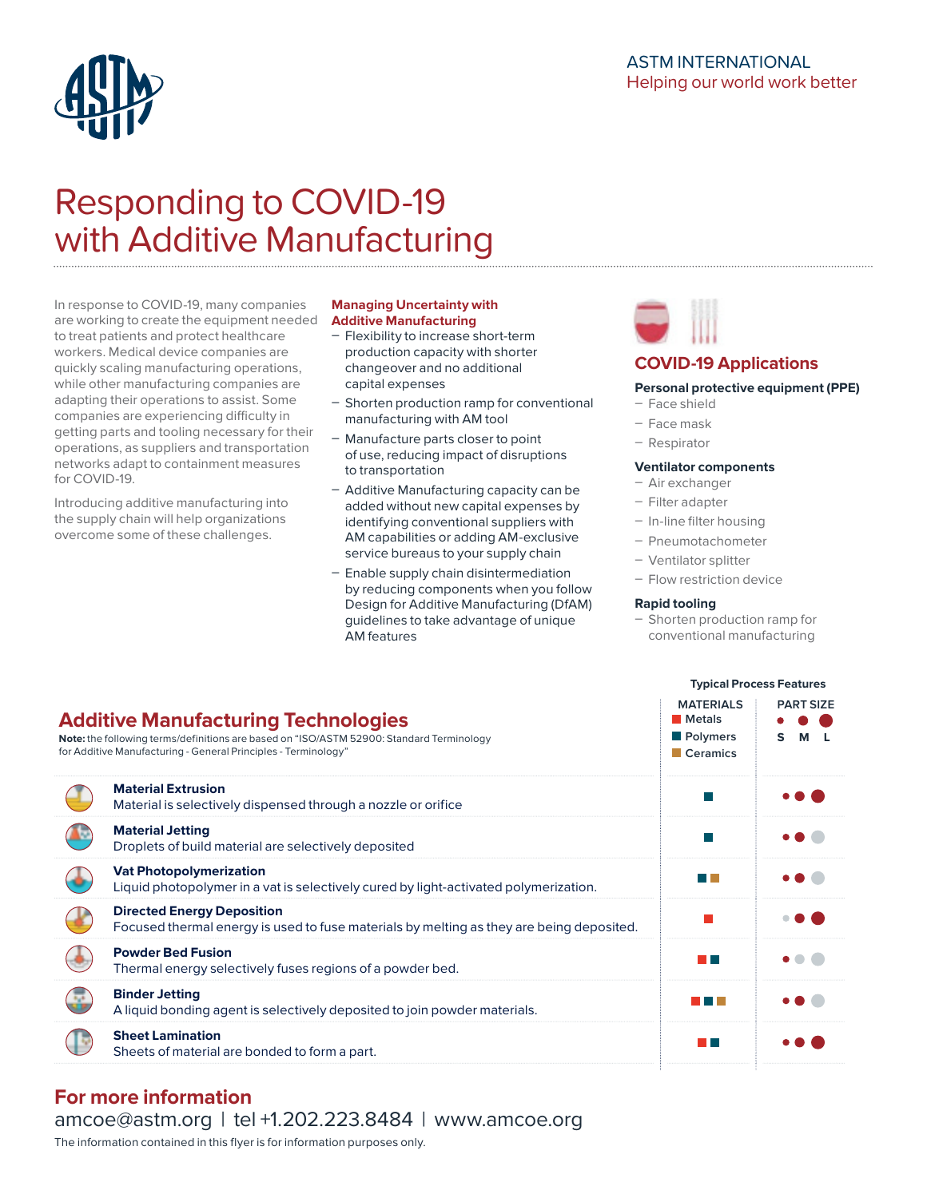ASTM INTERNATIONAL
Helping our world work better

# Responding to COVID-19 with Additive Manufacturing

In response to COVID-19, many companies are working to create the equipment needed to treat patients and protect healthcare workers. Medical device companies are quickly scaling manufacturing operations, while other manufacturing companies are adapting their operations to assist. Some companies are experiencing difficulty in getting parts and tooling necessary for their operations, as suppliers and transportation networks adapt to containment measures for COVID-19.

Introducing additive manufacturing into the supply chain will help organizations overcome some of these challenges.

### Managing Uncertainty with Additive Manufacturing

- Flexibility to increase short-term production capacity with shorter changeover and no additional capital expenses
- Shorten production ramp for conventional manufacturing with AM tool
- Manufacture parts closer to point of use, reducing impact of disruptions to transportation
- Additive Manufacturing capacity can be added without new capital expenses by identifying conventional suppliers with AM capabilities or adding AM-exclusive service bureaus to your supply chain
- Enable supply chain disintermediation by reducing components when you follow Design for Additive Manufacturing (DfAM) guidelines to take advantage of unique AM features

## COVID-19 Applications

**Personal protective equipment (PPE)**
- Face shield
- Face mask
- Respirator

**Ventilator components**
- Air exchanger
- Filter adapter
- In-line filter housing
- Pneumotachometer
- Ventilator splitter
- Flow restriction device

**Rapid tooling**
- Shorten production ramp for conventional manufacturing

## Additive Manufacturing Technologies

**Note:** the following terms/definitions are based on "ISO/ASTM 52900: Standard Terminology for Additive Manufacturing - General Principles - Terminology"

Typical Process Features — Materials: Metals, Polymers, Ceramics; Part Size: S, M, L

| Technology | Materials | Part Size |
|---|---|---|
| **Material Extrusion** Material is selectively dispensed through a nozzle or orifice | Polymers | S, M, L |
| **Material Jetting** Droplets of build material are selectively deposited | Polymers | S, M |
| **Vat Photopolymerization** Liquid photopolymer in a vat is selectively cured by light-activated polymerization. | Polymers, Ceramics | S, M |
| **Directed Energy Deposition** Focused thermal energy is used to fuse materials by melting as they are being deposited. | Metals | M, L |
| **Powder Bed Fusion** Thermal energy selectively fuses regions of a powder bed. | Metals, Polymers | S |
| **Binder Jetting** A liquid bonding agent is selectively deposited to join powder materials. | Metals, Polymers, Ceramics | S, M |
| **Sheet Lamination** Sheets of material are bonded to form a part. | Metals, Polymers | S, M, L |

## For more information

amcoe@astm.org | tel +1.202.223.8484 | www.amcoe.org

The information contained in this flyer is for information purposes only.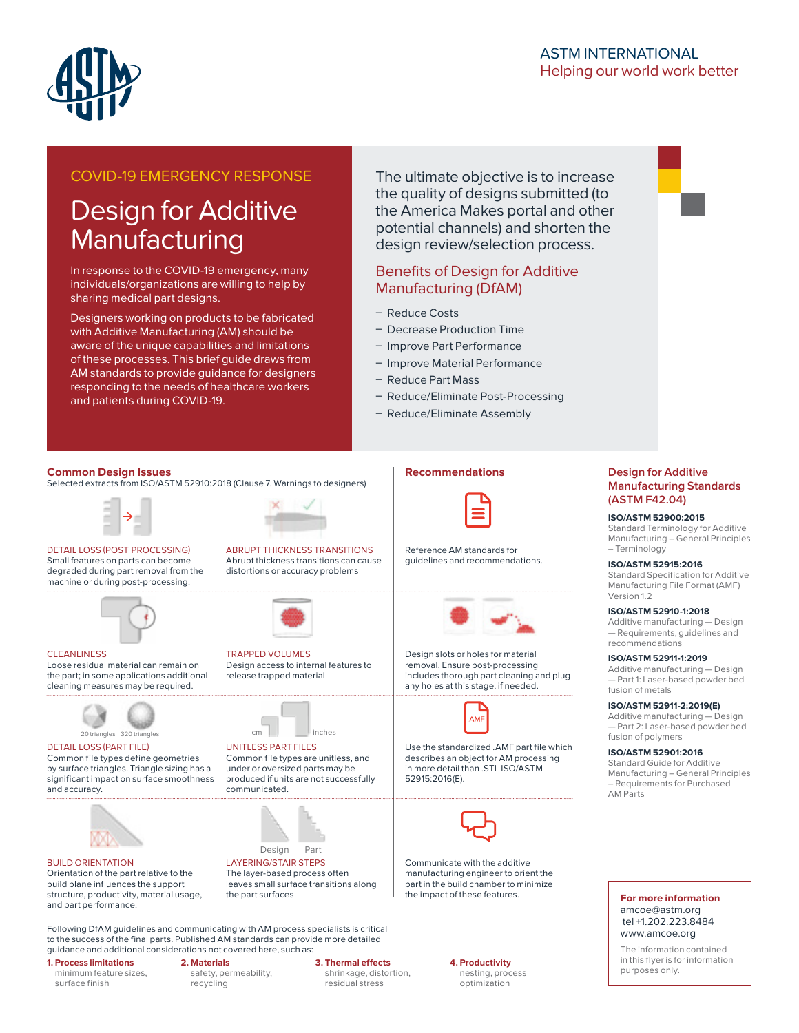ASTM INTERNATIONAL
Helping our world work better

COVID-19 EMERGENCY RESPONSE

# Design for Additive Manufacturing

In response to the COVID-19 emergency, many individuals/organizations are willing to help by sharing medical part designs.

Designers working on products to be fabricated with Additive Manufacturing (AM) should be aware of the unique capabilities and limitations of these processes. This brief guide draws from AM standards to provide guidance for designers responding to the needs of healthcare workers and patients during COVID-19.

The ultimate objective is to increase the quality of designs submitted (to the America Makes portal and other potential channels) and shorten the design review/selection process.

## Benefits of Design for Additive Manufacturing (DfAM)

- Reduce Costs
- Decrease Production Time
- Improve Part Performance
- Improve Material Performance
- Reduce Part Mass
- Reduce/Eliminate Post-Processing
- Reduce/Eliminate Assembly

## Common Design Issues

Selected extracts from ISO/ASTM 52910:2018 (Clause 7. Warnings to designers)

**DETAIL LOSS (POST-PROCESSING)**
Small features on parts can become degraded during part removal from the machine or during post-processing.

**ABRUPT THICKNESS TRANSITIONS**
Abrupt thickness transitions can cause distortions or accuracy problems

*Recommendation:* Reference AM standards for guidelines and recommendations.

**CLEANLINESS**
Loose residual material can remain on the part; in some applications additional cleaning measures may be required.

**TRAPPED VOLUMES**
Design access to internal features to release trapped material

*Recommendation:* Design slots or holes for material removal. Ensure post-processing includes thorough part cleaning and plug any holes at this stage, if needed.

**DETAIL LOSS (PART FILE)**
20 triangles   320 triangles
Common file types define geometries by surface triangles. Triangle sizing has a significant impact on surface smoothness and accuracy.

**UNITLESS PART FILES**
cm   inches
Common file types are unitless, and under or oversized parts may be produced if units are not successfully communicated.

*Recommendation:* Use the standardized .AMF part file which describes an object for AM processing in more detail than .STL ISO/ASTM 52915:2016(E).

**BUILD ORIENTATION**
Orientation of the part relative to the build plane influences the support structure, productivity, material usage, and part performance.

**LAYERING/STAIR STEPS**
Design   Part
The layer-based process often leaves small surface transitions along the part surfaces.

*Recommendation:* Communicate with the additive manufacturing engineer to orient the part in the build chamber to minimize the impact of these features.

Following DfAM guidelines and communicating with AM process specialists is critical to the success of the final parts. Published AM standards can provide more detailed guidance and additional considerations not covered here, such as:

1. **Process limitations** — minimum feature sizes, surface finish
2. **Materials** — safety, permeability, recycling
3. **Thermal effects** — shrinkage, distortion, residual stress
4. **Productivity** — nesting, process optimization

## Design for Additive Manufacturing Standards (ASTM F42.04)

**ISO/ASTM 52900:2015**
Standard Terminology for Additive Manufacturing – General Principles – Terminology

**ISO/ASTM 52915:2016**
Standard Specification for Additive Manufacturing File Format (AMF) Version 1.2

**ISO/ASTM 52910-1:2018**
Additive manufacturing — Design — Requirements, guidelines and recommendations

**ISO/ASTM 52911-1:2019**
Additive manufacturing — Design — Part 1: Laser-based powder bed fusion of metals

**ISO/ASTM 52911-2:2019(E)**
Additive manufacturing — Design — Part 2: Laser-based powder bed fusion of polymers

**ISO/ASTM 52901:2016**
Standard Guide for Additive Manufacturing – General Principles – Requirements for Purchased AM Parts

**For more information**
amcoe@astm.org
tel +1.202.223.8484
www.amcoe.org

The information contained in this flyer is for information purposes only.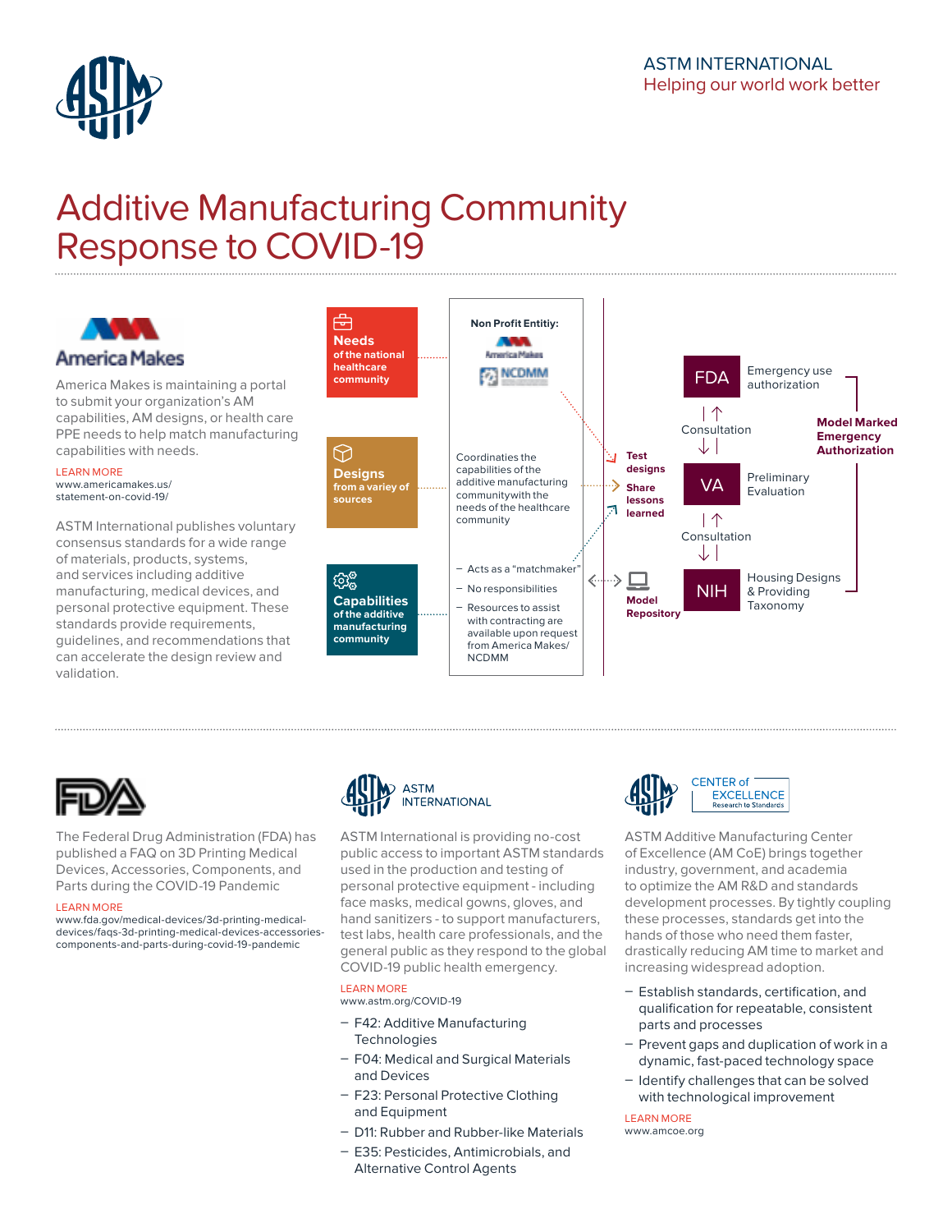ASTM INTERNATIONAL
Helping our world work better

# Additive Manufacturing Community Response to COVID-19

## America Makes

America Makes is maintaining a portal to submit your organization's AM capabilities, AM designs, or health care PPE needs to help match manufacturing capabilities with needs.

LEARN MORE
www.americamakes.us/statement-on-covid-19/

ASTM International publishes voluntary consensus standards for a wide range of materials, products, systems, and services including additive manufacturing, medical devices, and personal protective equipment. These standards provide requirements, guidelines, and recommendations that can accelerate the design review and validation.

**Needs** of the national healthcare community

**Designs** from a variey of sources

**Capabilities** of the additive manufacturing community

**Non Profit Entitiy:** America Makes, NCDMM

Coordinaties the capabilities of the additive manufacturing communitywith the needs of the healthcare community

- Acts as a "matchmaker"
- No responsibilities
- Resources to assist with contracting are available upon request from America Makes/NCDMM

**Test designs**

**Share lessons learned**

**Model Repository**

FDA — Emergency use authorization

Consultation

VA — Preliminary Evaluation

Consultation

NIH — Housing Designs & Providing Taxonomy

**Model Marked Emergency Authorization**

---

## FDA

The Federal Drug Administration (FDA) has published a FAQ on 3D Printing Medical Devices, Accessories, Components, and Parts during the COVID-19 Pandemic

LEARN MORE
www.fda.gov/medical-devices/3d-printing-medical-devices/faqs-3d-printing-medical-devices-accessories-components-and-parts-during-covid-19-pandemic

## ASTM INTERNATIONAL

ASTM International is providing no-cost public access to important ASTM standards used in the production and testing of personal protective equipment - including face masks, medical gowns, gloves, and hand sanitizers - to support manufacturers, test labs, health care professionals, and the general public as they respond to the global COVID-19 public health emergency.

LEARN MORE
www.astm.org/COVID-19

- F42: Additive Manufacturing Technologies
- F04: Medical and Surgical Materials and Devices
- F23: Personal Protective Clothing and Equipment
- D11: Rubber and Rubber-like Materials
- E35: Pesticides, Antimicrobials, and Alternative Control Agents

## CENTER of EXCELLENCE — Research to Standards

ASTM Additive Manufacturing Center of Excellence (AM CoE) brings together industry, government, and academia to optimize the AM R&D and standards development processes. By tightly coupling these processes, standards get into the hands of those who need them faster, drastically reducing AM time to market and increasing widespread adoption.

- Establish standards, certification, and qualification for repeatable, consistent parts and processes
- Prevent gaps and duplication of work in a dynamic, fast-paced technology space
- Identify challenges that can be solved with technological improvement

LEARN MORE
www.amcoe.org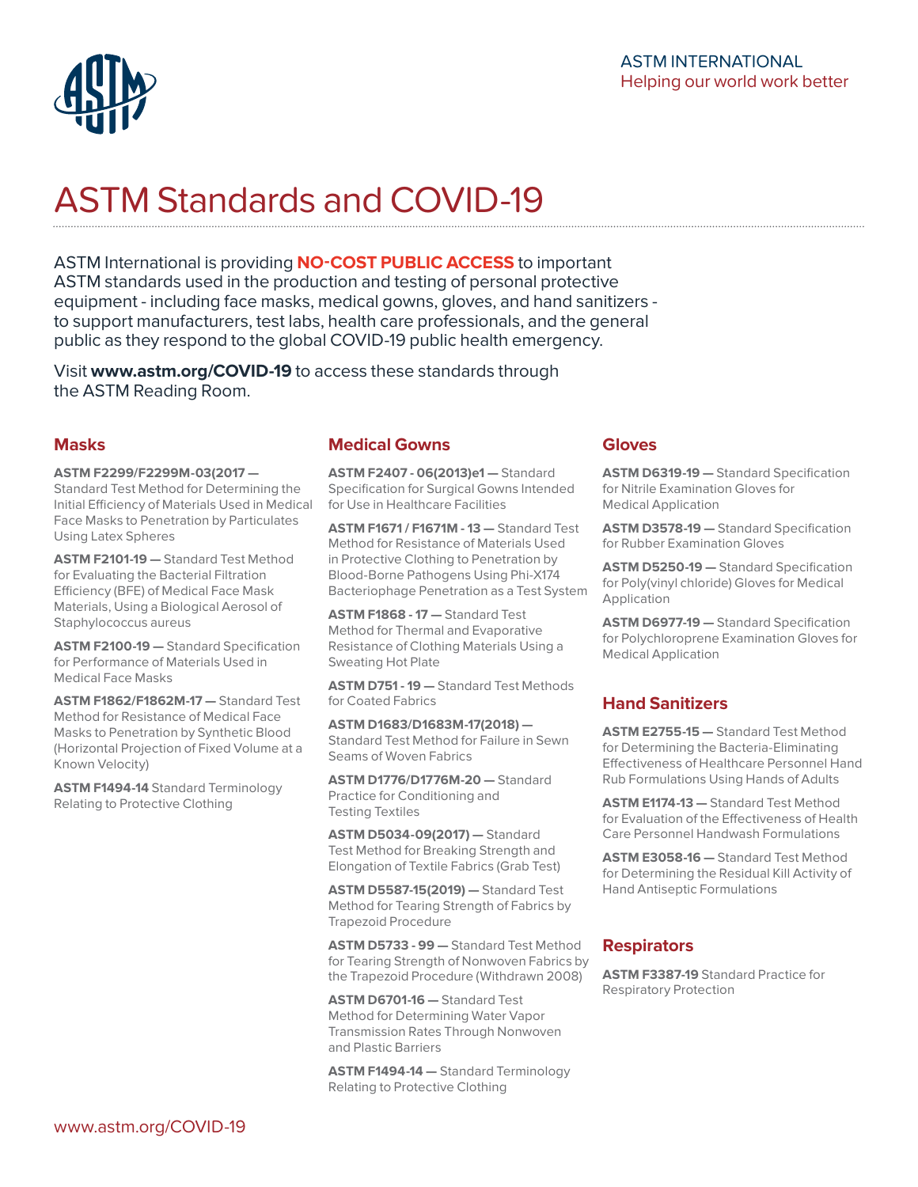ASTM INTERNATIONAL
Helping our world work better

# ASTM Standards and COVID-19

ASTM International is providing **NO-COST PUBLIC ACCESS** to important ASTM standards used in the production and testing of personal protective equipment - including face masks, medical gowns, gloves, and hand sanitizers - to support manufacturers, test labs, health care professionals, and the general public as they respond to the global COVID-19 public health emergency.

Visit **www.astm.org/COVID-19** to access these standards through the ASTM Reading Room.

## Masks

**ASTM F2299/F2299M-03(2017 —** Standard Test Method for Determining the Initial Efficiency of Materials Used in Medical Face Masks to Penetration by Particulates Using Latex Spheres

**ASTM F2101-19 —** Standard Test Method for Evaluating the Bacterial Filtration Efficiency (BFE) of Medical Face Mask Materials, Using a Biological Aerosol of Staphylococcus aureus

**ASTM F2100-19 —** Standard Specification for Performance of Materials Used in Medical Face Masks

**ASTM F1862/F1862M-17 —** Standard Test Method for Resistance of Medical Face Masks to Penetration by Synthetic Blood (Horizontal Projection of Fixed Volume at a Known Velocity)

**ASTM F1494-14** Standard Terminology Relating to Protective Clothing

## Medical Gowns

**ASTM F2407 - 06(2013)e1 —** Standard Specification for Surgical Gowns Intended for Use in Healthcare Facilities

**ASTM F1671 / F1671M - 13 —** Standard Test Method for Resistance of Materials Used in Protective Clothing to Penetration by Blood-Borne Pathogens Using Phi-X174 Bacteriophage Penetration as a Test System

**ASTM F1868 - 17 —** Standard Test Method for Thermal and Evaporative Resistance of Clothing Materials Using a Sweating Hot Plate

**ASTM D751 - 19 —** Standard Test Methods for Coated Fabrics

**ASTM D1683/D1683M-17(2018) —** Standard Test Method for Failure in Sewn Seams of Woven Fabrics

**ASTM D1776/D1776M-20 —** Standard Practice for Conditioning and Testing Textiles

**ASTM D5034-09(2017) —** Standard Test Method for Breaking Strength and Elongation of Textile Fabrics (Grab Test)

**ASTM D5587-15(2019) —** Standard Test Method for Tearing Strength of Fabrics by Trapezoid Procedure

**ASTM D5733 - 99 —** Standard Test Method for Tearing Strength of Nonwoven Fabrics by the Trapezoid Procedure (Withdrawn 2008)

**ASTM D6701-16 —** Standard Test Method for Determining Water Vapor Transmission Rates Through Nonwoven and Plastic Barriers

**ASTM F1494-14 —** Standard Terminology Relating to Protective Clothing

## Gloves

**ASTM D6319-19 —** Standard Specification for Nitrile Examination Gloves for Medical Application

**ASTM D3578-19 —** Standard Specification for Rubber Examination Gloves

**ASTM D5250-19 —** Standard Specification for Poly(vinyl chloride) Gloves for Medical Application

**ASTM D6977-19 —** Standard Specification for Polychloroprene Examination Gloves for Medical Application

## Hand Sanitizers

**ASTM E2755-15 —** Standard Test Method for Determining the Bacteria-Eliminating Effectiveness of Healthcare Personnel Hand Rub Formulations Using Hands of Adults

**ASTM E1174-13 —** Standard Test Method for Evaluation of the Effectiveness of Health Care Personnel Handwash Formulations

**ASTM E3058-16 —** Standard Test Method for Determining the Residual Kill Activity of Hand Antiseptic Formulations

## Respirators

**ASTM F3387-19** Standard Practice for Respiratory Protection

www.astm.org/COVID-19